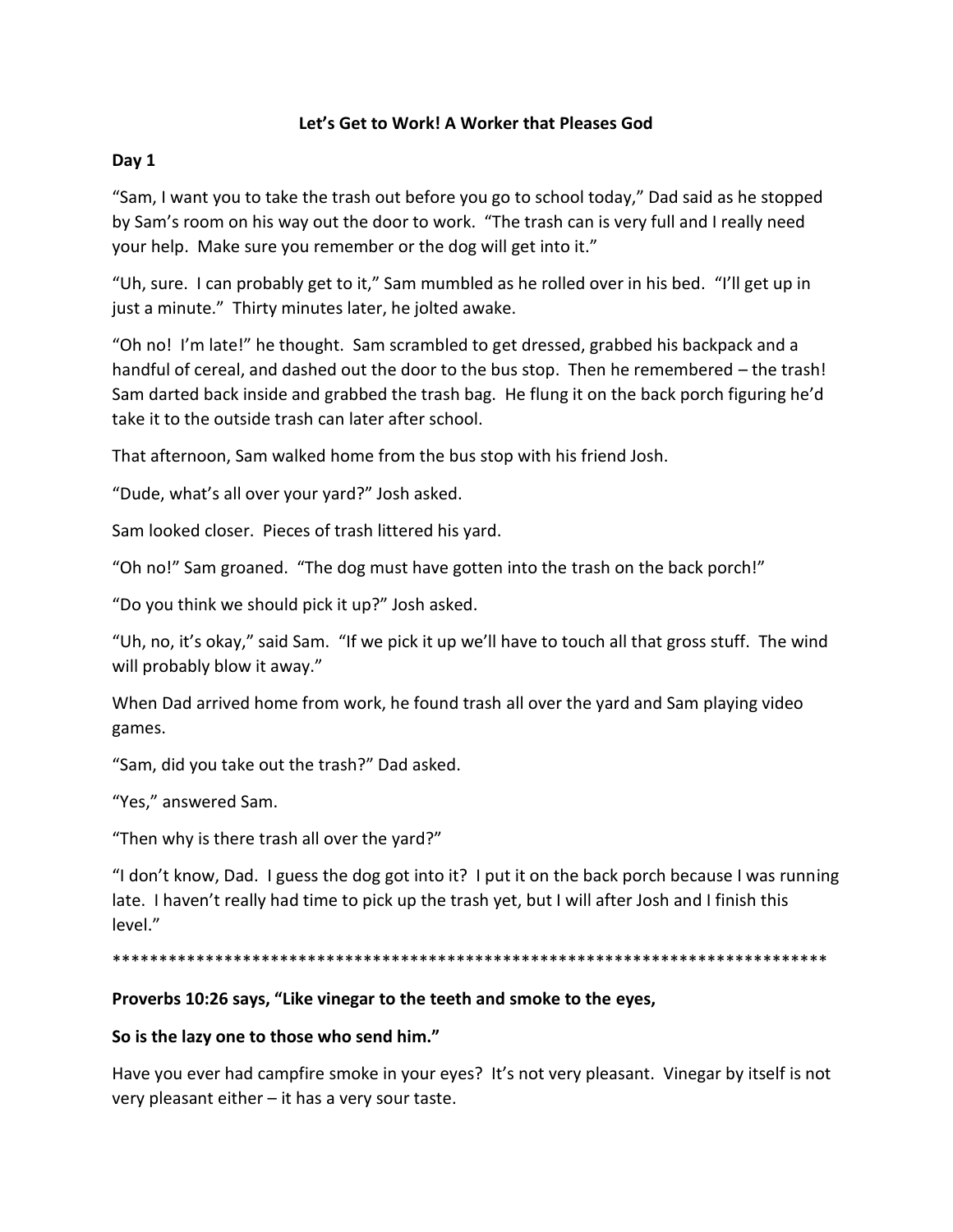# Let's Get to Work! A Worker that Pleases God

## Day 1

"Sam, I want you to take the trash out before you go to school today," Dad said as he stopped by Sam's room on his way out the door to work. "The trash can is very full and I really need your help. Make sure you remember or the dog will get into it."

"Uh, sure. I can probably get to it," Sam mumbled as he rolled over in his bed. "I'll get up in just a minute." Thirty minutes later, he jolted awake.

"Oh no! I'm late!" he thought. Sam scrambled to get dressed, grabbed his backpack and a handful of cereal, and dashed out the door to the bus stop. Then he remembered – the trash! Sam darted back inside and grabbed the trash bag. He flung it on the back porch figuring he'd take it to the outside trash can later after school.

That afternoon, Sam walked home from the bus stop with his friend Josh.

"Dude, what's all over your yard?" Josh asked.

Sam looked closer. Pieces of trash littered his yard.

"Oh no!" Sam groaned. "The dog must have gotten into the trash on the back porch!"

"Do you think we should pick it up?" Josh asked.

"Uh, no, it's okay," said Sam. "If we pick it up we'll have to touch all that gross stuff. The wind will probably blow it away."

When Dad arrived home from work, he found trash all over the yard and Sam playing video games.

"Sam, did you take out the trash?" Dad asked.

"Yes," answered Sam.

"Then why is there trash all over the yard?"

"I don't know, Dad. I guess the dog got into it? I put it on the back porch because I was running late. I haven't really had time to pick up the trash yet, but I will after Josh and I finish this level."

********************************************************************************

**Proverbs 10:26 says, "Like vinegar to the teeth and smoke to the eyes,**

**So is the lazy one to those who send him."**

Have you ever had campfire smoke in your eyes? It's not very pleasant. Vinegar by itself is not very pleasant either – it has a very sour taste.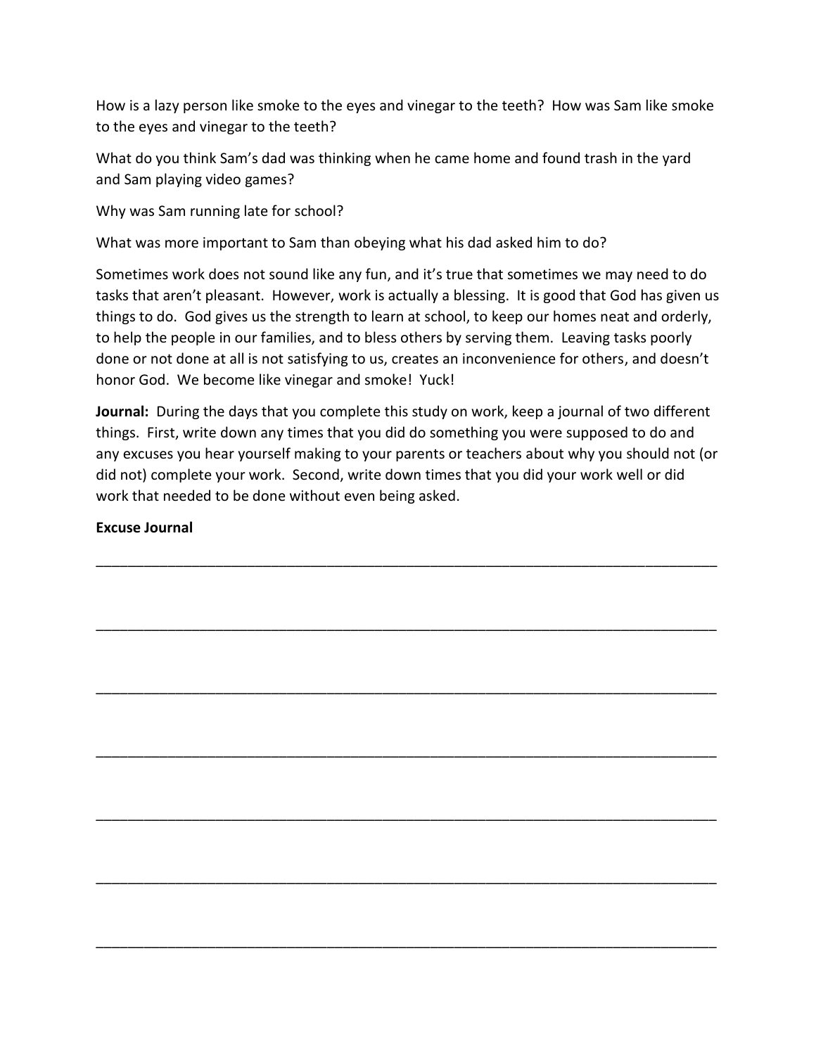How is a lazy person like smoke to the eyes and vinegar to the teeth? How was Sam like smoke to the eyes and vinegar to the teeth?

What do you think Sam's dad was thinking when he came home and found trash in the yard and Sam playing video games?

Why was Sam running late for school?

What was more important to Sam than obeying what his dad asked him to do?

Sometimes work does not sound like any fun, and it's true that sometimes we may need to do tasks that aren't pleasant. However, work is actually a blessing. It is good that God has given us things to do. God gives us the strength to learn at school, to keep our homes neat and orderly, to help the people in our families, and to bless others by serving them. Leaving tasks poorly done or not done at all is not satisfying to us, creates an inconvenience for others, and doesn't honor God. We become like vinegar and smoke! Yuck!

**Journal:** During the days that you complete this study on work, keep a journal of two different things. First, write down any times that you did do something you were supposed to do and any excuses you hear yourself making to your parents or teachers about why you should not (or did not) complete your work. Second, write down times that you did your work well or did work that needed to be done without even being asked.

**Excuse Journal**

_______________________________________________________________________________

_______________________________________________________________________________

_______________________________________________________________________________

_______________________________________________________________________________

_______________________________________________________________________________

_______________________________________________________________________________

_______________________________________________________________________________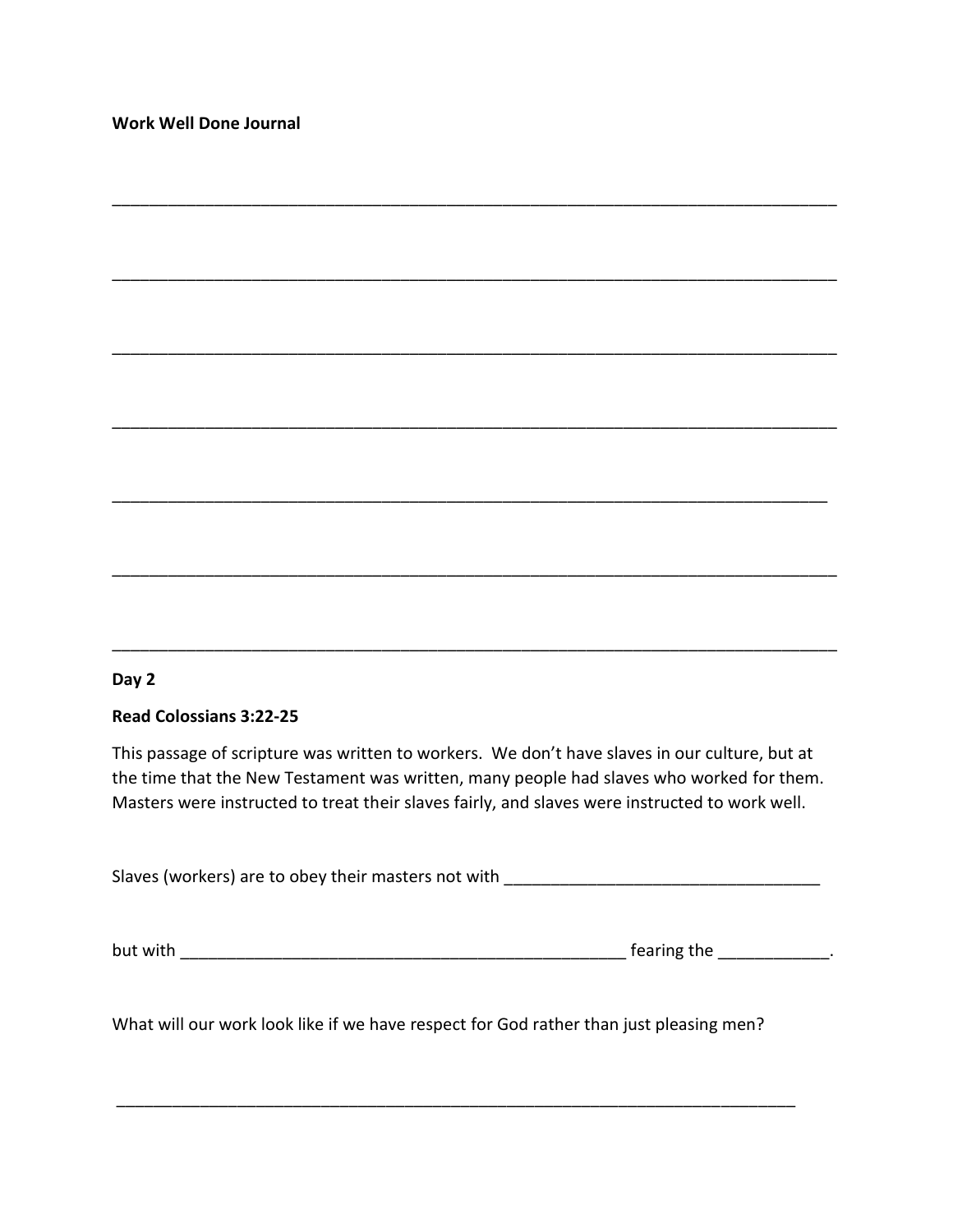**Work Well Done Journal**

_______________________________________________________________________________

_______________________________________________________________________________

_______________________________________________________________________________

_______________________________________________________________________________

______________________________________________________________________________

_______________________________________________________________________________

_______________________________________________________________________________

**Day 2**

**Read Colossians 3:22-25**

This passage of scripture was written to workers. We don't have slaves in our culture, but at the time that the New Testament was written, many people had slaves who worked for them. Masters were instructed to treat their slaves fairly, and slaves were instructed to work well.

Slaves (workers) are to obey their masters not with __________________________________

but with __________________________________________________ fearing the ____________.

What will our work look like if we have respect for God rather than just pleasing men?

____________________________________________________________________________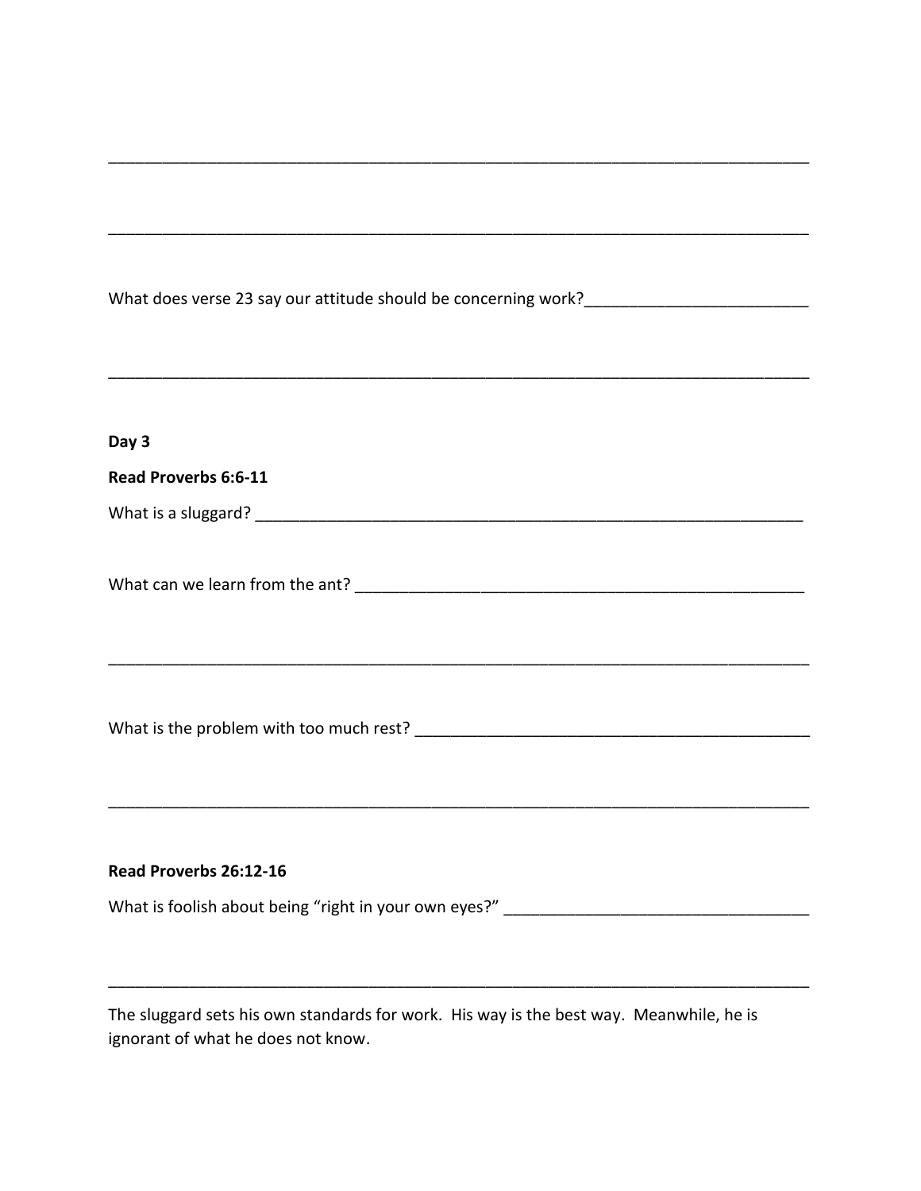______________________________________________________________________________

______________________________________________________________________________

What does verse 23 say our attitude should be concerning work?_________________________

______________________________________________________________________________

**Day 3**

**Read Proverbs 6:6-11**

What is a sluggard? _______________________________________________________________

What can we learn from the ant? ____________________________________________________

______________________________________________________________________________

What is the problem with too much rest? _____________________________________________

______________________________________________________________________________

**Read Proverbs 26:12-16**

What is foolish about being "right in your own eyes?" __________________________________

______________________________________________________________________________

The sluggard sets his own standards for work. His way is the best way. Meanwhile, he is ignorant of what he does not know.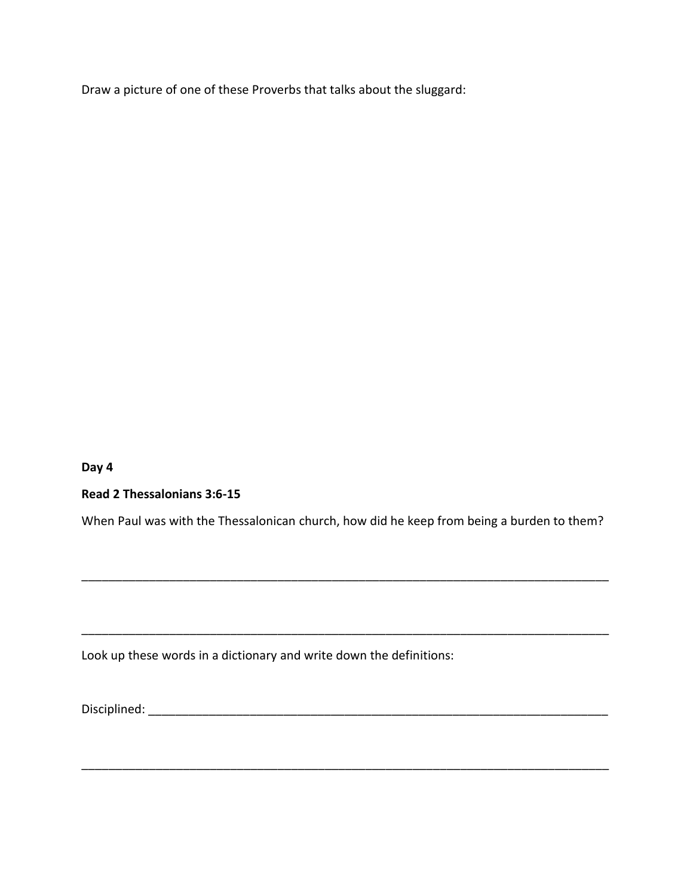Draw a picture of one of these Proverbs that talks about the sluggard:

**Day 4**

**Read 2 Thessalonians 3:6-15**

When Paul was with the Thessalonican church, how did he keep from being a burden to them?

___________________________________________________________________________

___________________________________________________________________________

Look up these words in a dictionary and write down the definitions:

Disciplined: _________________________________________________________________

___________________________________________________________________________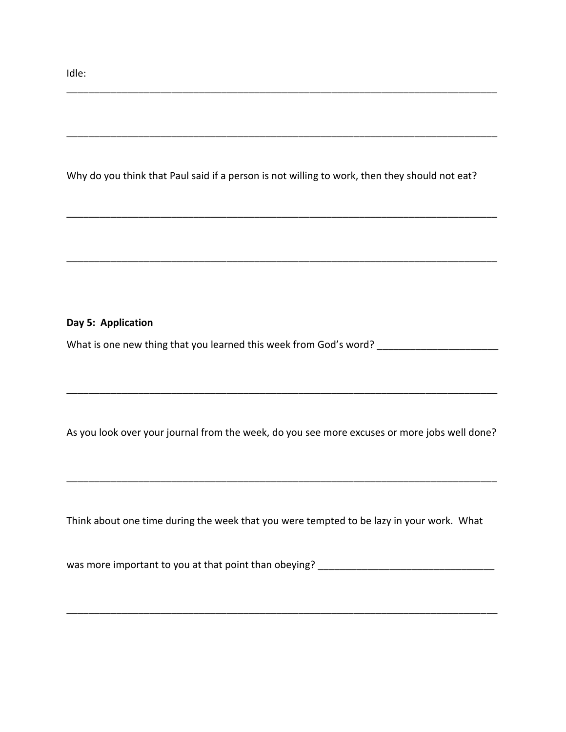Idle:

______________________________________________________________________________

______________________________________________________________________________

Why do you think that Paul said if a person is not willing to work, then they should not eat?

______________________________________________________________________________

______________________________________________________________________________

**Day 5: Application**

What is one new thing that you learned this week from God's word? ______________________

______________________________________________________________________________

As you look over your journal from the week, do you see more excuses or more jobs well done?

______________________________________________________________________________

Think about one time during the week that you were tempted to be lazy in your work. What

was more important to you at that point than obeying? _______________________________

______________________________________________________________________________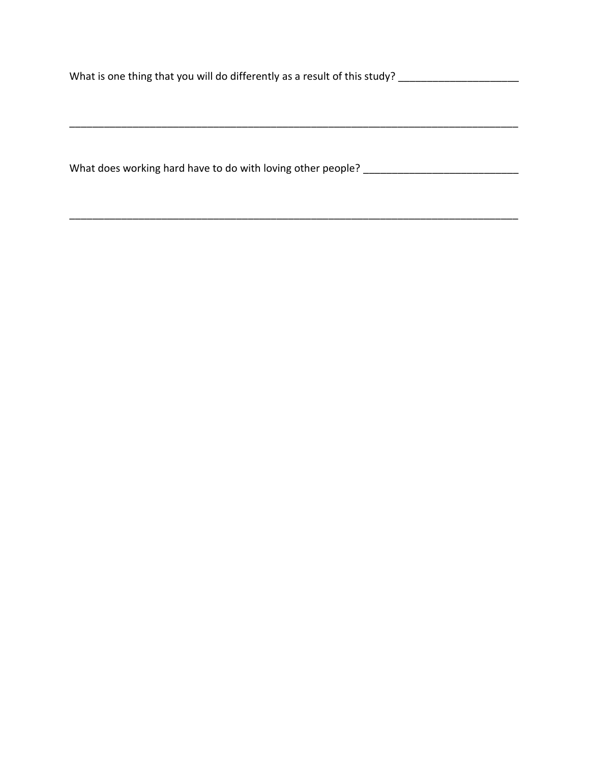What is one thing that you will do differently as a result of this study? _____________________

_________________________________________________________________________________

What does working hard have to do with loving other people? ___________________________

_________________________________________________________________________________